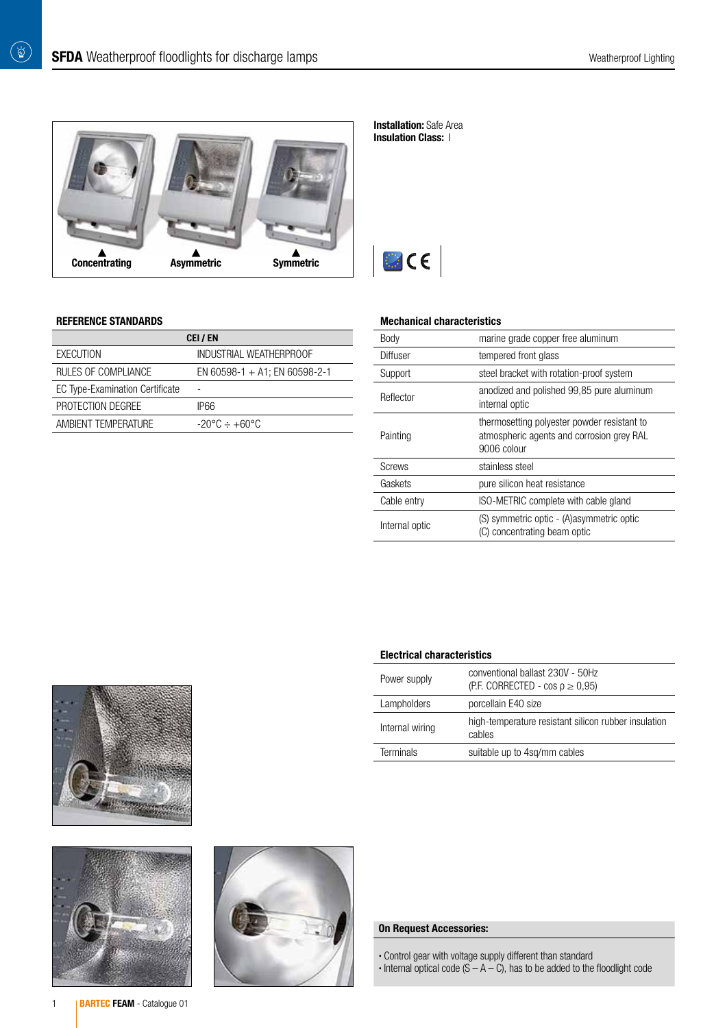# **SFDA** Weatherproof floodlights for discharge lamps

Concentrating    Asymmetric    Symmetric

**Installation:** Safe Area
**Insulation Class:** I

### REFERENCE STANDARDS

| CEI / EN | |
|---|---|
| EXECUTION | INDUSTRIAL WEATHERPROOF |
| RULES OF COMPLIANCE | EN 60598-1 + A1; EN 60598-2-1 |
| EC Type-Examination Certificate | - |
| PROTECTION DEGREE | IP66 |
| AMBIENT TEMPERATURE | -20°C ÷ +60°C |

### Mechanical characteristics

| | |
|---|---|
| Body | marine grade copper free aluminum |
| Diffuser | tempered front glass |
| Support | steel bracket with rotation-proof system |
| Reflector | anodized and polished 99,85 pure aluminum internal optic |
| Painting | thermosetting polyester powder resistant to atmospheric agents and corrosion grey RAL 9006 colour |
| Screws | stainless steel |
| Gaskets | pure silicon heat resistance |
| Cable entry | ISO-METRIC complete with cable gland |
| Internal optic | (S) symmetric optic - (A)asymmetric optic (C) concentrating beam optic |

### Electrical characteristics

| | |
|---|---|
| Power supply | conventional ballast 230V - 50Hz (P.F. CORRECTED - cos $\rho \geq 0{,}95$) |
| Lampholders | porcellain E40 size |
| Internal wiring | high-temperature resistant silicon rubber insulation cables |
| Terminals | suitable up to 4sq/mm cables |

### On Request Accessories:

- Control gear with voltage supply different than standard
- Internal optical code (S – A – C), has to be added to the floodlight code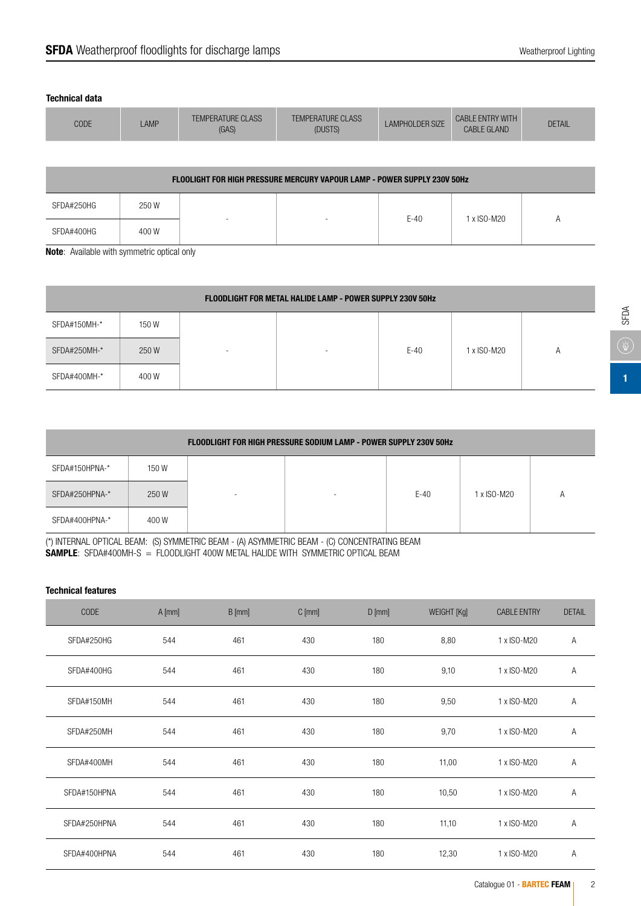## SFDA Weatherproof floodlights for discharge lamps

### Technical data

| CODE | LAMP | TEMPERATURE CLASS (GAS) | TEMPERATURE CLASS (DUSTS) | LAMPHOLDER SIZE | CABLE ENTRY WITH CABLE GLAND | DETAIL |
|---|---|---|---|---|---|---|
| **FLOODLIGHT FOR HIGH PRESSURE MERCURY VAPOUR LAMP - POWER SUPPLY 230V 50Hz** | | | | | | |
| SFDA#250HG | 250 W | - | - | E-40 | 1 x ISO-M20 | A |
| SFDA#400HG | 400 W | - | - | E-40 | 1 x ISO-M20 | A |

**Note**: Available with symmetric optical only

| CODE | LAMP | TEMPERATURE CLASS (GAS) | TEMPERATURE CLASS (DUSTS) | LAMPHOLDER SIZE | CABLE ENTRY WITH CABLE GLAND | DETAIL |
|---|---|---|---|---|---|---|
| **FLOODLIGHT FOR METAL HALIDE LAMP - POWER SUPPLY 230V 50Hz** | | | | | | |
| SFDA#150MH-* | 150 W | - | - | E-40 | 1 x ISO-M20 | A |
| SFDA#250MH-* | 250 W | - | - | E-40 | 1 x ISO-M20 | A |
| SFDA#400MH-* | 400 W | - | - | E-40 | 1 x ISO-M20 | A |

| CODE | LAMP | TEMPERATURE CLASS (GAS) | TEMPERATURE CLASS (DUSTS) | LAMPHOLDER SIZE | CABLE ENTRY WITH CABLE GLAND | DETAIL |
|---|---|---|---|---|---|---|
| **FLOODLIGHT FOR HIGH PRESSURE SODIUM LAMP - POWER SUPPLY 230V 50Hz** | | | | | | |
| SFDA#150HPNA-* | 150 W | - | - | E-40 | 1 x ISO-M20 | A |
| SFDA#250HPNA-* | 250 W | - | - | E-40 | 1 x ISO-M20 | A |
| SFDA#400HPNA-* | 400 W | - | - | E-40 | 1 x ISO-M20 | A |

(*) INTERNAL OPTICAL BEAM: (S) SYMMETRIC BEAM - (A) ASYMMETRIC BEAM - (C) CONCENTRATING BEAM
**SAMPLE**: SFDA#400MH-S = FLOODLIGHT 400W METAL HALIDE WITH SYMMETRIC OPTICAL BEAM

### Technical features

| CODE | A [mm] | B [mm] | C [mm] | D [mm] | WEIGHT [Kg] | CABLE ENTRY | DETAIL |
|---|---|---|---|---|---|---|---|
| SFDA#250HG | 544 | 461 | 430 | 180 | 8,80 | 1 x ISO-M20 | A |
| SFDA#400HG | 544 | 461 | 430 | 180 | 9,10 | 1 x ISO-M20 | A |
| SFDA#150MH | 544 | 461 | 430 | 180 | 9,50 | 1 x ISO-M20 | A |
| SFDA#250MH | 544 | 461 | 430 | 180 | 9,70 | 1 x ISO-M20 | A |
| SFDA#400MH | 544 | 461 | 430 | 180 | 11,00 | 1 x ISO-M20 | A |
| SFDA#150HPNA | 544 | 461 | 430 | 180 | 10,50 | 1 x ISO-M20 | A |
| SFDA#250HPNA | 544 | 461 | 430 | 180 | 11,10 | 1 x ISO-M20 | A |
| SFDA#400HPNA | 544 | 461 | 430 | 180 | 12,30 | 1 x ISO-M20 | A |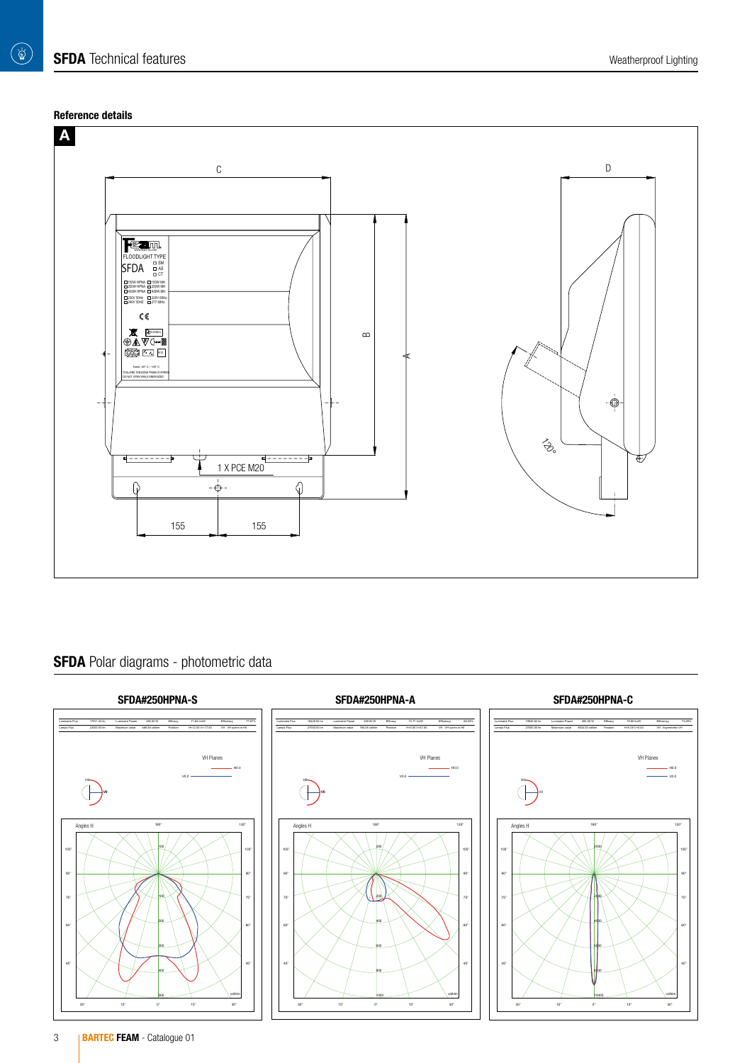# **SFDA** Technical features

## Reference details

**A**

C

D

B

A

1 X PCE M20

155

155

120°

FLOODLIGHT TYPE

SFDA

## **SFDA** Polar diagrams - photometric data

### SFDA#250HPNA-S

### SFDA#250HPNA-A

### SFDA#250HPNA-C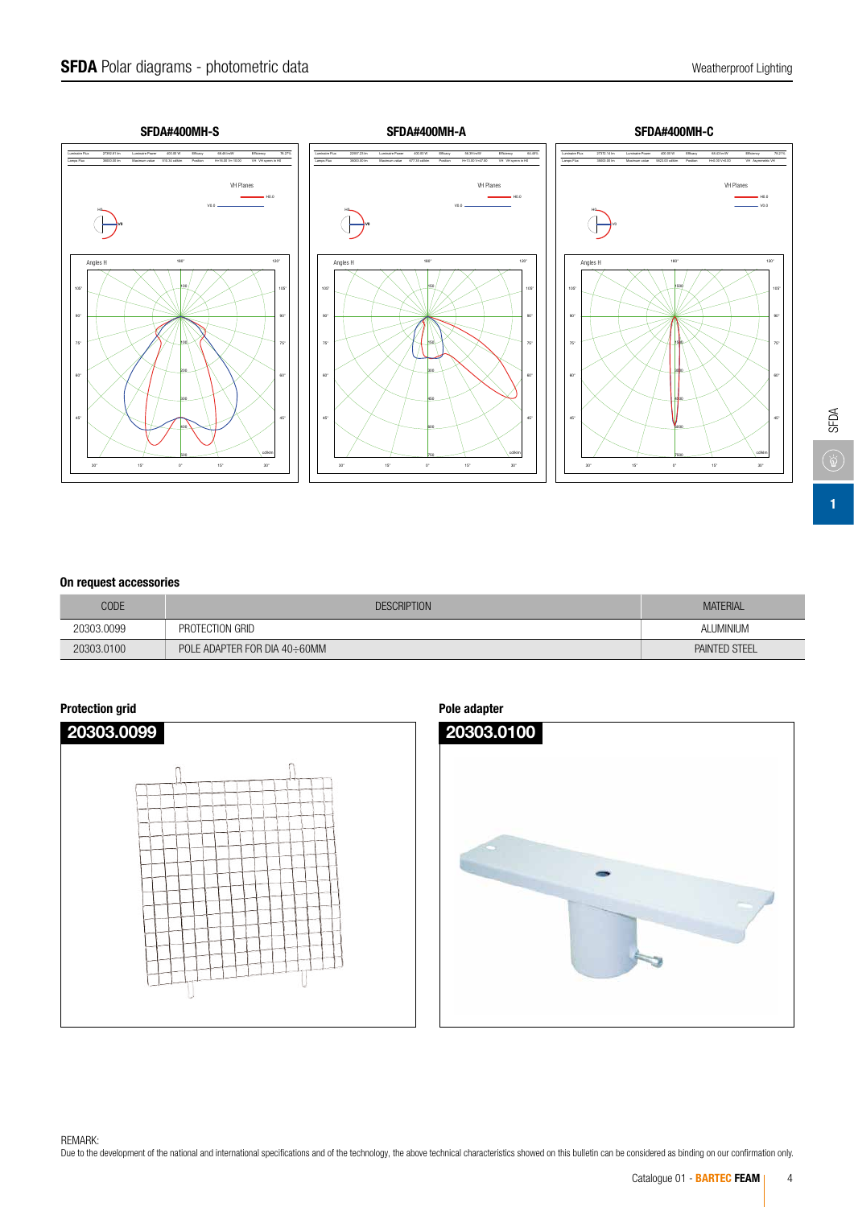# SFDA Polar diagrams - photometric data

### SFDA#400MH-S

### SFDA#400MH-A

### SFDA#400MH-C

## On request accessories

| CODE | DESCRIPTION | MATERIAL |
|---|---|---|
| 20303.0099 | PROTECTION GRID | ALUMINIUM |
| 20303.0100 | POLE ADAPTER FOR DIA 40÷60MM | PAINTED STEEL |

### Protection grid

20303.0099

### Pole adapter

20303.0100

REMARK:
Due to the development of the national and international specifications and of the technology, the above technical characteristics showed on this bulletin can be considered as binding on our confirmation only.